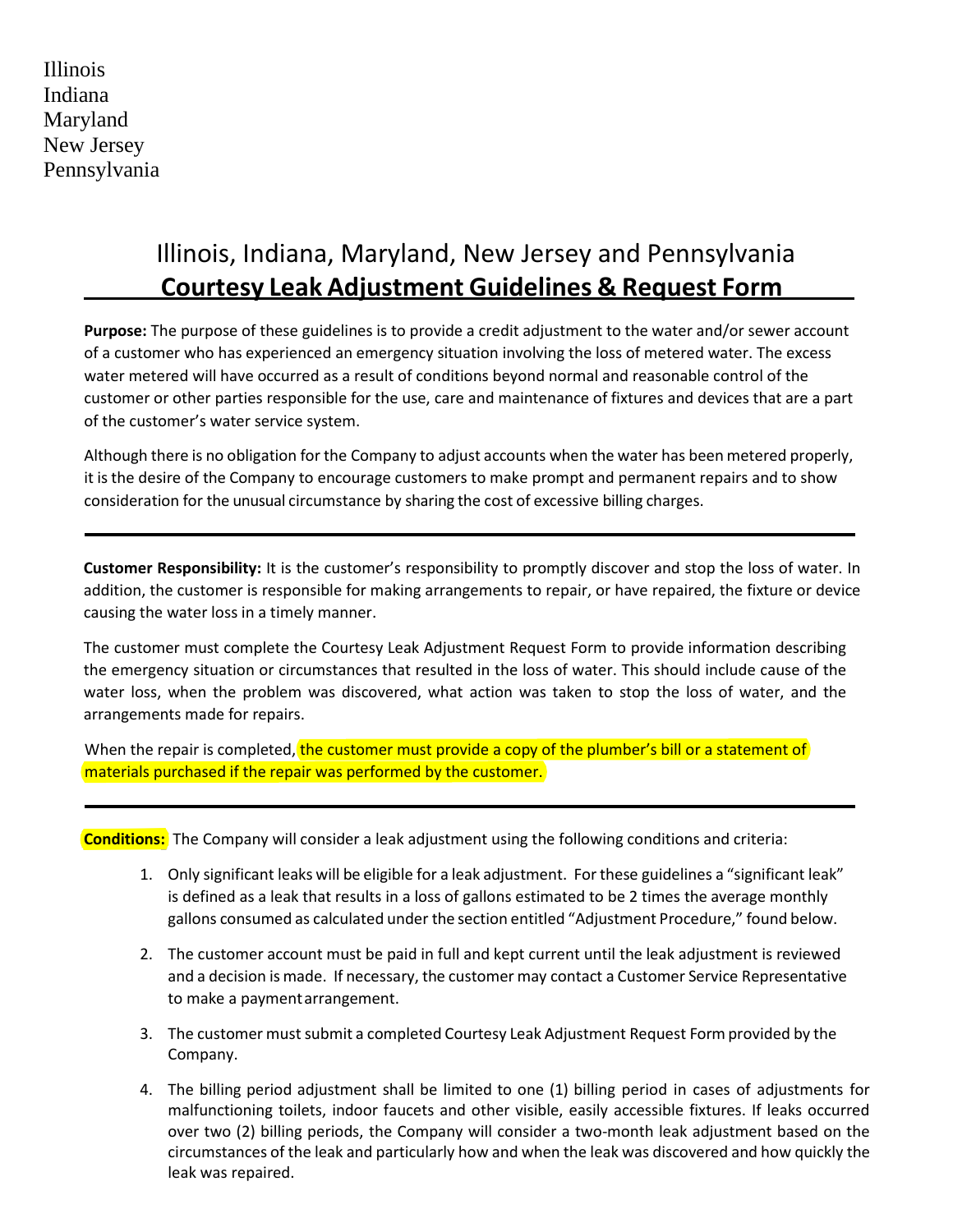Illinois
Indiana
Maryland
New Jersey
Pennsylvania

# Illinois, Indiana, Maryland, New Jersey and Pennsylvania

## Courtesy Leak Adjustment Guidelines & Request Form

**Purpose:** The purpose of these guidelines is to provide a credit adjustment to the water and/or sewer account of a customer who has experienced an emergency situation involving the loss of metered water. The excess water metered will have occurred as a result of conditions beyond normal and reasonable control of the customer or other parties responsible for the use, care and maintenance of fixtures and devices that are a part of the customer's water service system.

Although there is no obligation for the Company to adjust accounts when the water has been metered properly, it is the desire of the Company to encourage customers to make prompt and permanent repairs and to show consideration for the unusual circumstance by sharing the cost of excessive billing charges.

---

**Customer Responsibility:** It is the customer's responsibility to promptly discover and stop the loss of water. In addition, the customer is responsible for making arrangements to repair, or have repaired, the fixture or device causing the water loss in a timely manner.

The customer must complete the Courtesy Leak Adjustment Request Form to provide information describing the emergency situation or circumstances that resulted in the loss of water. This should include cause of the water loss, when the problem was discovered, what action was taken to stop the loss of water, and the arrangements made for repairs.

When the repair is completed, the customer must provide a copy of the plumber's bill or a statement of materials purchased if the repair was performed by the customer.

---

**Conditions:** The Company will consider a leak adjustment using the following conditions and criteria:

1. Only significant leaks will be eligible for a leak adjustment. For these guidelines a "significant leak" is defined as a leak that results in a loss of gallons estimated to be 2 times the average monthly gallons consumed as calculated under the section entitled "Adjustment Procedure," found below.

2. The customer account must be paid in full and kept current until the leak adjustment is reviewed and a decision is made. If necessary, the customer may contact a Customer Service Representative to make a payment arrangement.

3. The customer must submit a completed Courtesy Leak Adjustment Request Form provided by the Company.

4. The billing period adjustment shall be limited to one (1) billing period in cases of adjustments for malfunctioning toilets, indoor faucets and other visible, easily accessible fixtures. If leaks occurred over two (2) billing periods, the Company will consider a two-month leak adjustment based on the circumstances of the leak and particularly how and when the leak was discovered and how quickly the leak was repaired.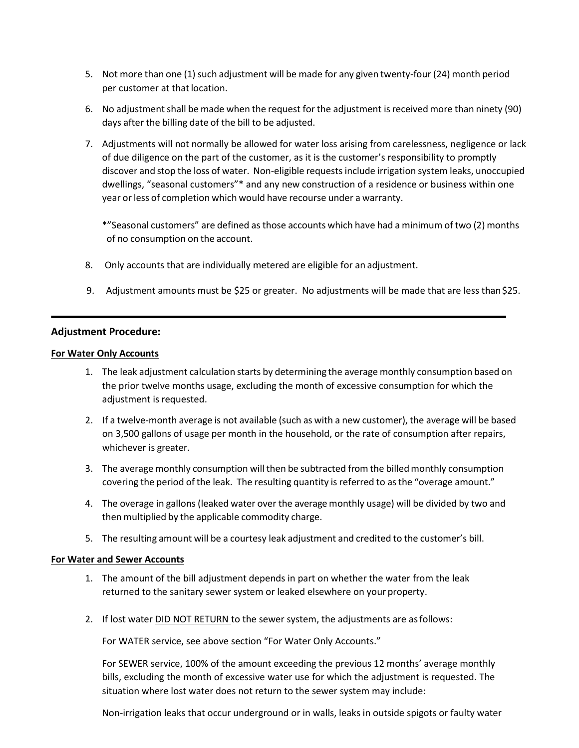5. Not more than one (1) such adjustment will be made for any given twenty-four (24) month period per customer at that location.

6. No adjustment shall be made when the request for the adjustment is received more than ninety (90) days after the billing date of the bill to be adjusted.

7. Adjustments will not normally be allowed for water loss arising from carelessness, negligence or lack of due diligence on the part of the customer, as it is the customer's responsibility to promptly discover and stop the loss of water. Non-eligible requests include irrigation system leaks, unoccupied dwellings, "seasonal customers"* and any new construction of a residence or business within one year or less of completion which would have recourse under a warranty.

   *"Seasonal customers" are defined as those accounts which have had a minimum of two (2) months of no consumption on the account.

8. Only accounts that are individually metered are eligible for an adjustment.

9. Adjustment amounts must be $25 or greater. No adjustments will be made that are less than $25.

---

### Adjustment Procedure:

**<u>For Water Only Accounts</u>**

1. The leak adjustment calculation starts by determining the average monthly consumption based on the prior twelve months usage, excluding the month of excessive consumption for which the adjustment is requested.

2. If a twelve-month average is not available (such as with a new customer), the average will be based on 3,500 gallons of usage per month in the household, or the rate of consumption after repairs, whichever is greater.

3. The average monthly consumption will then be subtracted from the billed monthly consumption covering the period of the leak. The resulting quantity is referred to as the "overage amount."

4. The overage in gallons (leaked water over the average monthly usage) will be divided by two and then multiplied by the applicable commodity charge.

5. The resulting amount will be a courtesy leak adjustment and credited to the customer's bill.

**<u>For Water and Sewer Accounts</u>**

1. The amount of the bill adjustment depends in part on whether the water from the leak returned to the sanitary sewer system or leaked elsewhere on your property.

2. If lost water <u>DID NOT RETURN</u> to the sewer system, the adjustments are as follows:

   For WATER service, see above section "For Water Only Accounts."

   For SEWER service, 100% of the amount exceeding the previous 12 months' average monthly bills, excluding the month of excessive water use for which the adjustment is requested. The situation where lost water does not return to the sewer system may include:

   Non-irrigation leaks that occur underground or in walls, leaks in outside spigots or faulty water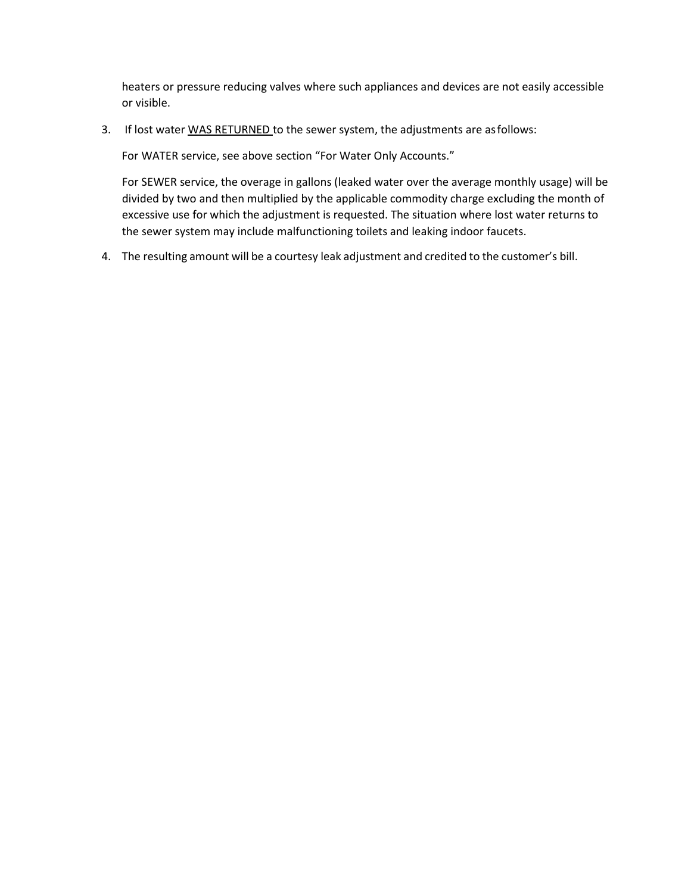heaters or pressure reducing valves where such appliances and devices are not easily accessible or visible.

3. If lost water <u>WAS RETURNED</u> to the sewer system, the adjustments are as follows:

   For WATER service, see above section "For Water Only Accounts."

   For SEWER service, the overage in gallons (leaked water over the average monthly usage) will be divided by two and then multiplied by the applicable commodity charge excluding the month of excessive use for which the adjustment is requested. The situation where lost water returns to the sewer system may include malfunctioning toilets and leaking indoor faucets.

4. The resulting amount will be a courtesy leak adjustment and credited to the customer's bill.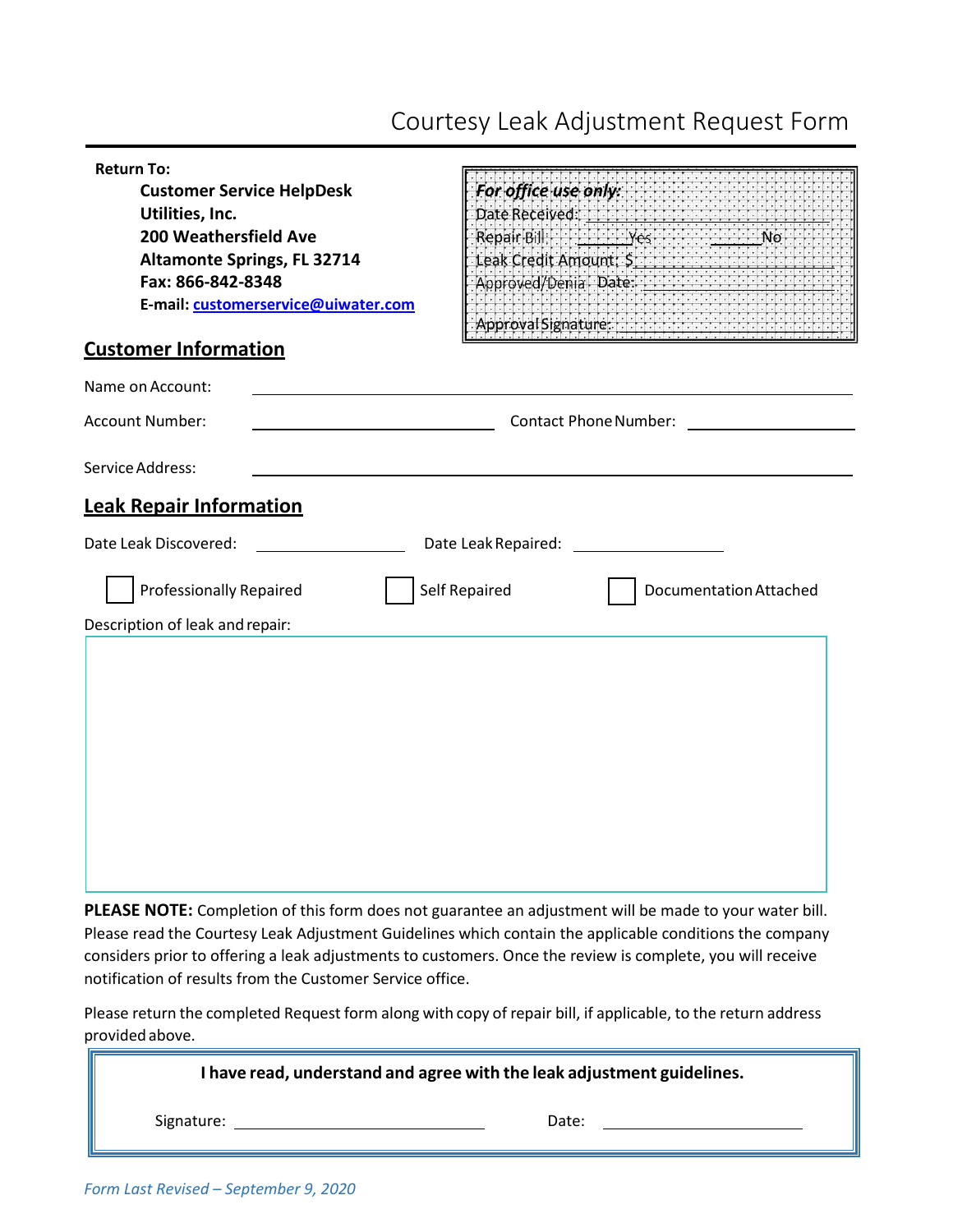# Courtesy Leak Adjustment Request Form

**Return To:**

**Customer Service HelpDesk**
**Utilities, Inc.**
**200 Weathersfield Ave**
**Altamonte Springs, FL 32714**
**Fax: 866-842-8348**
**E-mail: customerservice@uiwater.com**

***For office use only:***
Date Received: ____________________
Repair Bill ________ Yes ________ No
Leak Credit Amount: $____________________
Approved/Denia Date: ____________________
Approval Signature: ____________________

## Customer Information

Name on Account: ____________________________________________

Account Number: ____________________ Contact Phone Number: ____________________

Service Address: ____________________________________________

## Leak Repair Information

Date Leak Discovered: ____________________ Date Leak Repaired: ____________________

☐ Professionally Repaired ☐ Self Repaired ☐ Documentation Attached

Description of leak and repair:

**PLEASE NOTE:** Completion of this form does not guarantee an adjustment will be made to your water bill. Please read the Courtesy Leak Adjustment Guidelines which contain the applicable conditions the company considers prior to offering a leak adjustments to customers. Once the review is complete, you will receive notification of results from the Customer Service office.

Please return the completed Request form along with copy of repair bill, if applicable, to the return address provided above.

**I have read, understand and agree with the leak adjustment guidelines.**

Signature: ____________________ Date: ____________________

*Form Last Revised – September 9, 2020*